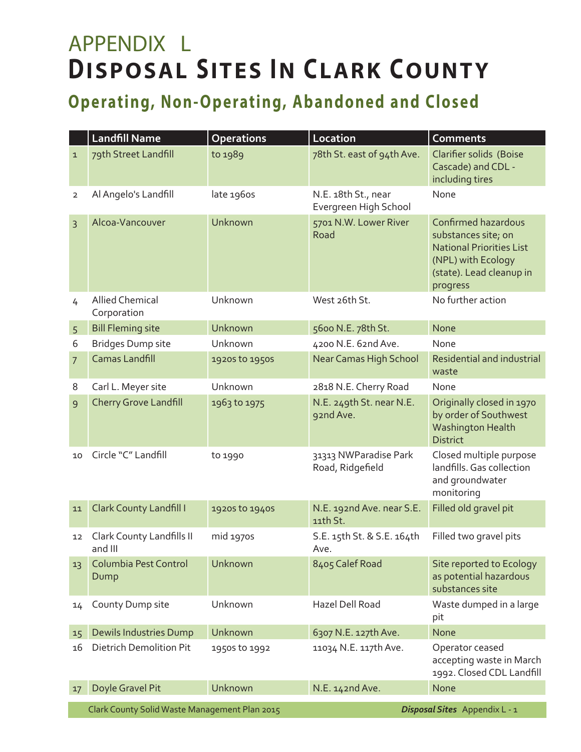# APPENDIX L
# Disposal Sites In Clark County

## Operating, Non-Operating, Abandoned and Closed

| | Landfill Name | Operations | Location | Comments |
|---|---|---|---|---|
| 1 | 79th Street Landfill | to 1989 | 78th St. east of 94th Ave. | Clarifier solids (Boise Cascade) and CDL - including tires |
| 2 | Al Angelo's Landfill | late 1960s | N.E. 18th St., near Evergreen High School | None |
| 3 | Alcoa-Vancouver | Unknown | 5701 N.W. Lower River Road | Confirmed hazardous substances site; on National Priorities List (NPL) with Ecology (state). Lead cleanup in progress |
| 4 | Allied Chemical Corporation | Unknown | West 26th St. | No further action |
| 5 | Bill Fleming site | Unknown | 5600 N.E. 78th St. | None |
| 6 | Bridges Dump site | Unknown | 4200 N.E. 62nd Ave. | None |
| 7 | Camas Landfill | 1920s to 1950s | Near Camas High School | Residential and industrial waste |
| 8 | Carl L. Meyer site | Unknown | 2818 N.E. Cherry Road | None |
| 9 | Cherry Grove Landfill | 1963 to 1975 | N.E. 249th St. near N.E. 92nd Ave. | Originally closed in 1970 by order of Southwest Washington Health District |
| 10 | Circle "C" Landfill | to 1990 | 31313 NWParadise Park Road, Ridgefield | Closed multiple purpose landfills. Gas collection and groundwater monitoring |
| 11 | Clark County Landfill I | 1920s to 1940s | N.E. 192nd Ave. near S.E. 11th St. | Filled old gravel pit |
| 12 | Clark County Landfills II and III | mid 1970s | S.E. 15th St. & S.E. 164th Ave. | Filled two gravel pits |
| 13 | Columbia Pest Control Dump | Unknown | 8405 Calef Road | Site reported to Ecology as potential hazardous substances site |
| 14 | County Dump site | Unknown | Hazel Dell Road | Waste dumped in a large pit |
| 15 | Dewils Industries Dump | Unknown | 6307 N.E. 127th Ave. | None |
| 16 | Dietrich Demolition Pit | 1950s to 1992 | 11034 N.E. 117th Ave. | Operator ceased accepting waste in March 1992. Closed CDL Landfill |
| 17 | Doyle Gravel Pit | Unknown | N.E. 142nd Ave. | None |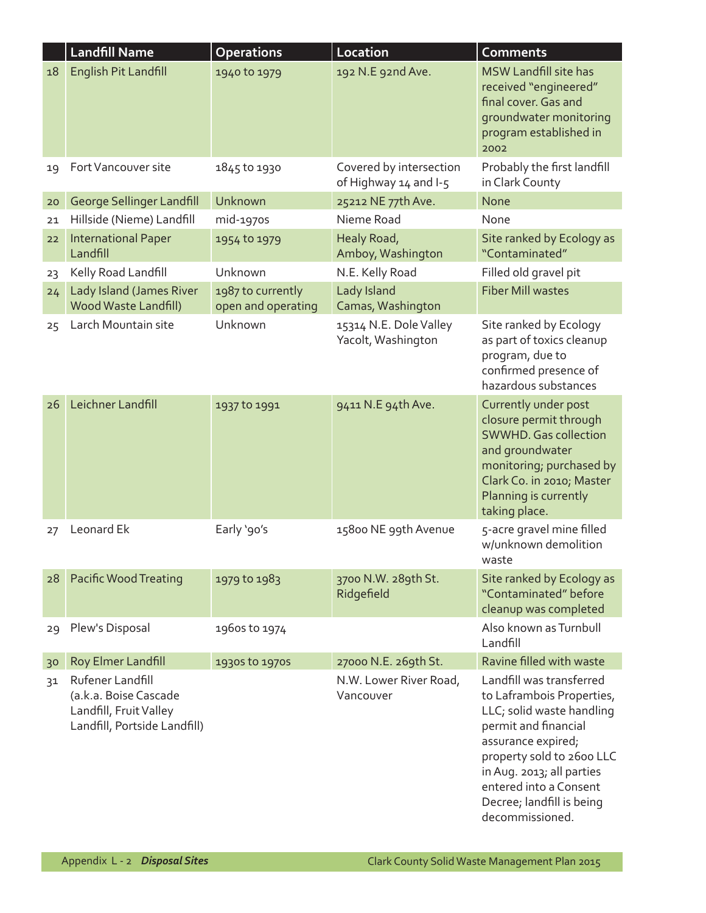| | Landfill Name | Operations | Location | Comments |
|---|---|---|---|---|
| 18 | English Pit Landfill | 1940 to 1979 | 192 N.E 92nd Ave. | MSW Landfill site has received "engineered" final cover. Gas and groundwater monitoring program established in 2002 |
| 19 | Fort Vancouver site | 1845 to 1930 | Covered by intersection of Highway 14 and I-5 | Probably the first landfill in Clark County |
| 20 | George Sellinger Landfill | Unknown | 25212 NE 77th Ave. | None |
| 21 | Hillside (Nieme) Landfill | mid-1970s | Nieme Road | None |
| 22 | International Paper Landfill | 1954 to 1979 | Healy Road, Amboy, Washington | Site ranked by Ecology as "Contaminated" |
| 23 | Kelly Road Landfill | Unknown | N.E. Kelly Road | Filled old gravel pit |
| 24 | Lady Island (James River Wood Waste Landfill) | 1987 to currently open and operating | Lady Island Camas, Washington | Fiber Mill wastes |
| 25 | Larch Mountain site | Unknown | 15314 N.E. Dole Valley Yacolt, Washington | Site ranked by Ecology as part of toxics cleanup program, due to confirmed presence of hazardous substances |
| 26 | Leichner Landfill | 1937 to 1991 | 9411 N.E 94th Ave. | Currently under post closure permit through SWWHD. Gas collection and groundwater monitoring; purchased by Clark Co. in 2010; Master Planning is currently taking place. |
| 27 | Leonard Ek | Early '90's | 15800 NE 99th Avenue | 5-acre gravel mine filled w/unknown demolition waste |
| 28 | Pacific Wood Treating | 1979 to 1983 | 3700 N.W. 289th St. Ridgefield | Site ranked by Ecology as "Contaminated" before cleanup was completed |
| 29 | Plew's Disposal | 1960s to 1974 | | Also known as Turnbull Landfill |
| 30 | Roy Elmer Landfill | 1930s to 1970s | 27000 N.E. 269th St. | Ravine filled with waste |
| 31 | Rufener Landfill (a.k.a. Boise Cascade Landfill, Fruit Valley Landfill, Portside Landfill) | | N.W. Lower River Road, Vancouver | Landfill was transferred to Laframbois Properties, LLC; solid waste handling permit and financial assurance expired; property sold to 2600 LLC in Aug. 2013; all parties entered into a Consent Decree; landfill is being decommissioned. |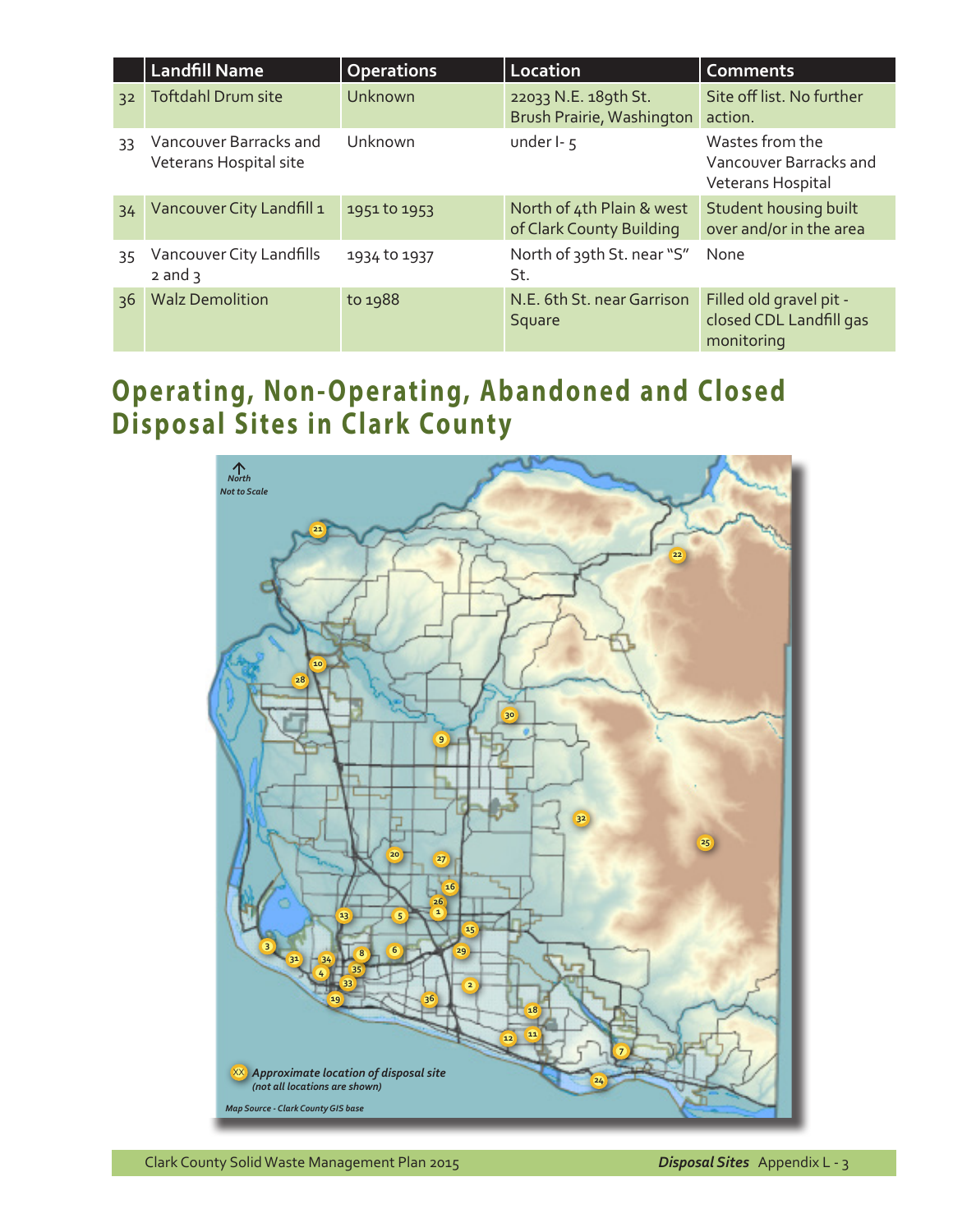| | Landfill Name | Operations | Location | Comments |
|---|---|---|---|---|
| 32 | Toftdahl Drum site | Unknown | 22033 N.E. 189th St. Brush Prairie, Washington | Site off list. No further action. |
| 33 | Vancouver Barracks and Veterans Hospital site | Unknown | under I- 5 | Wastes from the Vancouver Barracks and Veterans Hospital |
| 34 | Vancouver City Landfill 1 | 1951 to 1953 | North of 4th Plain & west of Clark County Building | Student housing built over and/or in the area |
| 35 | Vancouver City Landfills 2 and 3 | 1934 to 1937 | North of 39th St. near "S" St. | None |
| 36 | Walz Demolition | to 1988 | N.E. 6th St. near Garrison Square | Filled old gravel pit - closed CDL Landfill gas monitoring |

## Operating, Non-Operating, Abandoned and Closed Disposal Sites in Clark County

North
Not to Scale

21
22
10
28
30
9
32
25
20
27
16
26
1
13
5
15
3
6
29
31
34
8
4
35
33
2
19
36
18
11
12
7
24

XX Approximate location of disposal site
(not all locations are shown)

Map Source - Clark County GIS base